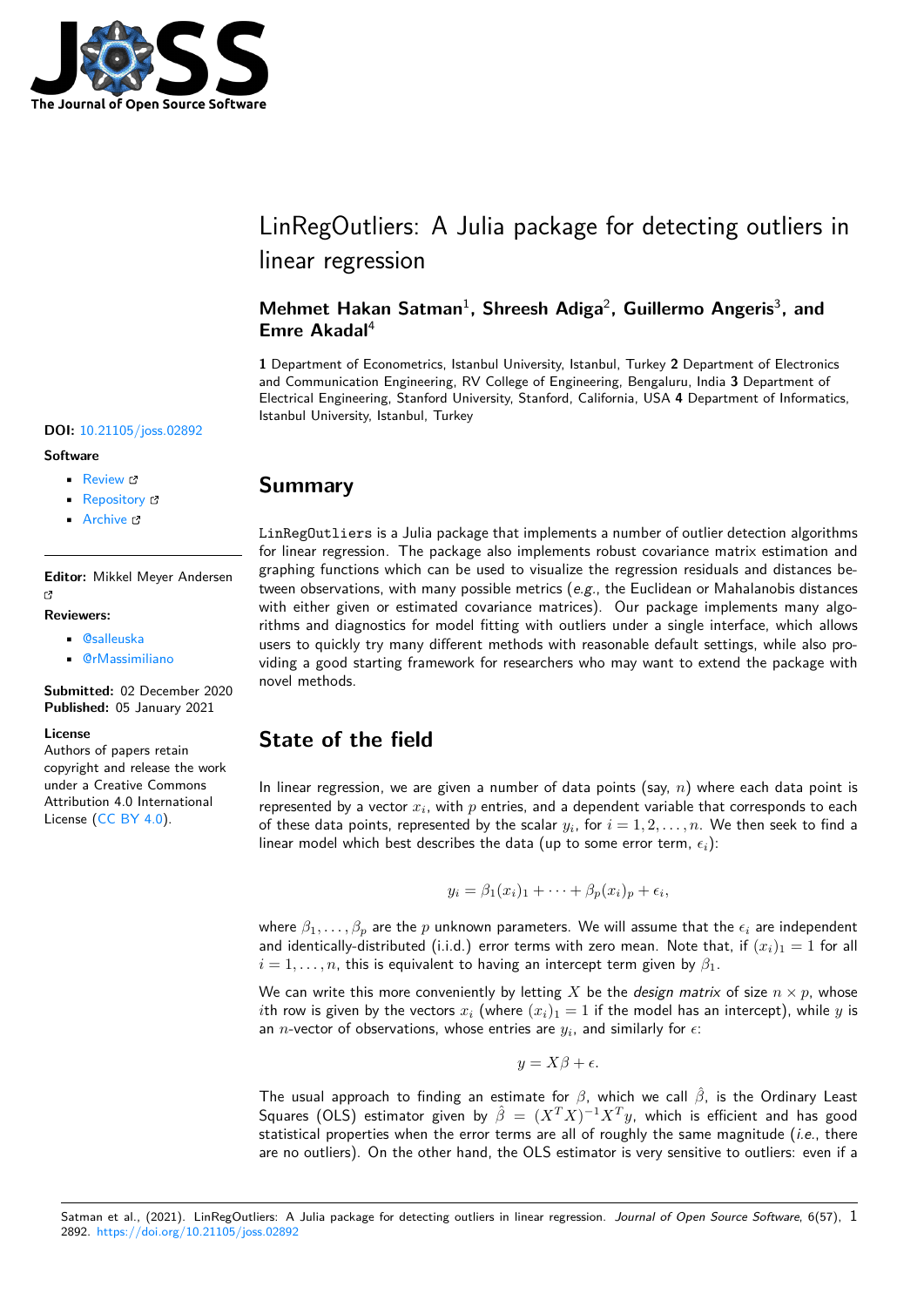# LinRegOutliers: A Julia package for detecting outliers in linear regression

**Mehmet Hakan Satman**[1], **Shreesh Adiga**[2], **Guillermo Angeris**[3], **and Emre Akadal**[4]

**1** Department of Econometrics, Istanbul University, Istanbul, Turkey **2** Department of Electronics and Communication Engineering, RV College of Engineering, Bengaluru, India **3** Department of Electrical Engineering, Stanford University, Stanford, California, USA **4** Department of Informatics, Istanbul University, Istanbul, Turkey

**DOI:** 10.21105/joss.02892

**Software**

- Review
- Repository
- Archive

**Editor:** Mikkel Meyer Andersen

**Reviewers:**

- @salleuska
- @rMassimiliano

**Submitted:** 02 December 2020
**Published:** 05 January 2021

**License**
Authors of papers retain copyright and release the work under a Creative Commons Attribution 4.0 International License (CC BY 4.0).

## Summary

`LinRegOutliers` is a Julia package that implements a number of outlier detection algorithms for linear regression. The package also implements robust covariance matrix estimation and graphing functions which can be used to visualize the regression residuals and distances between observations, with many possible metrics (*e.g.*, the Euclidean or Mahalanobis distances with either given or estimated covariance matrices). Our package implements many algorithms and diagnostics for model fitting with outliers under a single interface, which allows users to quickly try many different methods with reasonable default settings, while also providing a good starting framework for researchers who may want to extend the package with novel methods.

## State of the field

In linear regression, we are given a number of data points (say, $n$) where each data point is represented by a vector $x_i$, with $p$ entries, and a dependent variable that corresponds to each of these data points, represented by the scalar $y_i$, for $i = 1, 2, \dots, n$. We then seek to find a linear model which best describes the data (up to some error term, $\epsilon_i$):

$$y_i = \beta_1(x_i)_1 + \cdots + \beta_p(x_i)_p + \epsilon_i,$$

where $\beta_1, \dots, \beta_p$ are the $p$ unknown parameters. We will assume that the $\epsilon_i$ are independent and identically-distributed (i.i.d.) error terms with zero mean. Note that, if $(x_i)_1 = 1$ for all $i = 1, \dots, n$, this is equivalent to having an intercept term given by $\beta_1$.

We can write this more conveniently by letting $X$ be the *design matrix* of size $n \times p$, whose $i$th row is given by the vectors $x_i$ (where $(x_i)_1 = 1$ if the model has an intercept), while $y$ is an $n$-vector of observations, whose entries are $y_i$, and similarly for $\epsilon$:

$$y = X\beta + \epsilon.$$

The usual approach to finding an estimate for $\beta$, which we call $\hat{\beta}$, is the Ordinary Least Squares (OLS) estimator given by $\hat{\beta} = (X^T X)^{-1} X^T y$, which is efficient and has good statistical properties when the error terms are all of roughly the same magnitude (*i.e.*, there are no outliers). On the other hand, the OLS estimator is very sensitive to outliers: even if a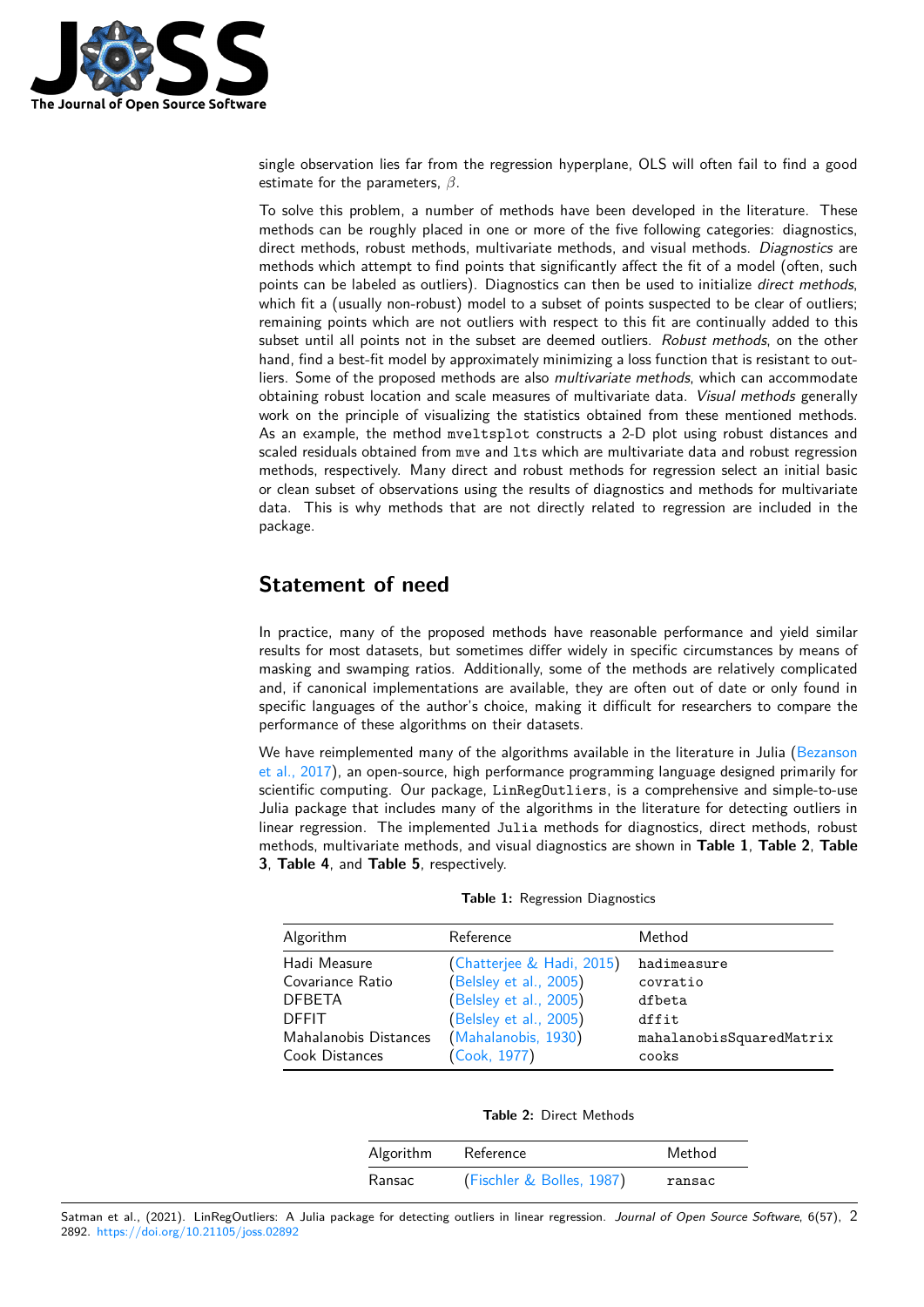single observation lies far from the regression hyperplane, OLS will often fail to find a good estimate for the parameters, $\beta$.

To solve this problem, a number of methods have been developed in the literature. These methods can be roughly placed in one or more of the five following categories: diagnostics, direct methods, robust methods, multivariate methods, and visual methods. *Diagnostics* are methods which attempt to find points that significantly affect the fit of a model (often, such points can be labeled as outliers). Diagnostics can then be used to initialize *direct methods*, which fit a (usually non-robust) model to a subset of points suspected to be clear of outliers; remaining points which are not outliers with respect to this fit are continually added to this subset until all points not in the subset are deemed outliers. *Robust methods*, on the other hand, find a best-fit model by approximately minimizing a loss function that is resistant to outliers. Some of the proposed methods are also *multivariate methods*, which can accommodate obtaining robust location and scale measures of multivariate data. *Visual methods* generally work on the principle of visualizing the statistics obtained from these mentioned methods. As an example, the method `mveltsplot` constructs a 2-D plot using robust distances and scaled residuals obtained from `mve` and `lts` which are multivariate data and robust regression methods, respectively. Many direct and robust methods for regression select an initial basic or clean subset of observations using the results of diagnostics and methods for multivariate data. This is why methods that are not directly related to regression are included in the package.

## Statement of need

In practice, many of the proposed methods have reasonable performance and yield similar results for most datasets, but sometimes differ widely in specific circumstances by means of masking and swamping ratios. Additionally, some of the methods are relatively complicated and, if canonical implementations are available, they are often out of date or only found in specific languages of the author's choice, making it difficult for researchers to compare the performance of these algorithms on their datasets.

We have reimplemented many of the algorithms available in the literature in Julia (Bezanson et al., 2017), an open-source, high performance programming language designed primarily for scientific computing. Our package, `LinRegOutliers`, is a comprehensive and simple-to-use Julia package that includes many of the algorithms in the literature for detecting outliers in linear regression. The implemented `Julia` methods for diagnostics, direct methods, robust methods, multivariate methods, and visual diagnostics are shown in **Table 1**, **Table 2**, **Table 3**, **Table 4**, and **Table 5**, respectively.

**Table 1:** Regression Diagnostics

| Algorithm | Reference | Method |
|---|---|---|
| Hadi Measure | (Chatterjee & Hadi, 2015) | `hadimeasure` |
| Covariance Ratio | (Belsley et al., 2005) | `covratio` |
| DFBETA | (Belsley et al., 2005) | `dfbeta` |
| DFFIT | (Belsley et al., 2005) | `dffit` |
| Mahalanobis Distances | (Mahalanobis, 1930) | `mahalanobisSquaredMatrix` |
| Cook Distances | (Cook, 1977) | `cooks` |

**Table 2:** Direct Methods

| Algorithm | Reference | Method |
|---|---|---|
| Ransac | (Fischler & Bolles, 1987) | `ransac` |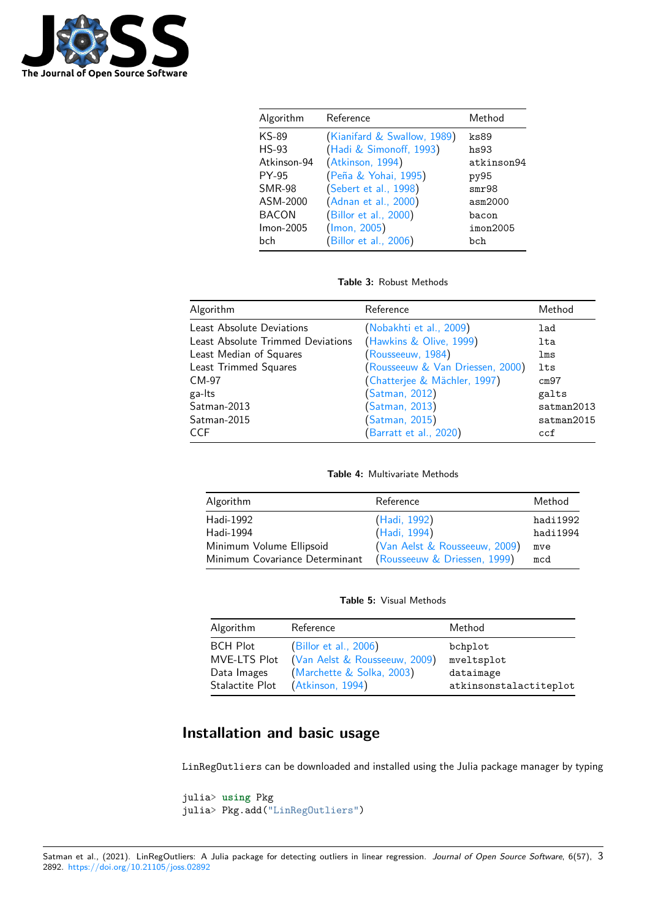| Algorithm | Reference | Method |
|---|---|---|
| KS-89 | (Kianifard & Swallow, 1989) | `ks89` |
| HS-93 | (Hadi & Simonoff, 1993) | `hs93` |
| Atkinson-94 | (Atkinson, 1994) | `atkinson94` |
| PY-95 | (Peña & Yohai, 1995) | `py95` |
| SMR-98 | (Sebert et al., 1998) | `smr98` |
| ASM-2000 | (Adnan et al., 2000) | `asm2000` |
| BACON | (Billor et al., 2000) | `bacon` |
| Imon-2005 | (Imon, 2005) | `imon2005` |
| bch | (Billor et al., 2006) | `bch` |

**Table 3:** Robust Methods

| Algorithm | Reference | Method |
|---|---|---|
| Least Absolute Deviations | (Nobakhti et al., 2009) | `lad` |
| Least Absolute Trimmed Deviations | (Hawkins & Olive, 1999) | `lta` |
| Least Median of Squares | (Rousseeuw, 1984) | `lms` |
| Least Trimmed Squares | (Rousseeuw & Van Driessen, 2000) | `lts` |
| CM-97 | (Chatterjee & Mächler, 1997) | `cm97` |
| ga-lts | (Satman, 2012) | `galts` |
| Satman-2013 | (Satman, 2013) | `satman2013` |
| Satman-2015 | (Satman, 2015) | `satman2015` |
| CCF | (Barratt et al., 2020) | `ccf` |

**Table 4:** Multivariate Methods

| Algorithm | Reference | Method |
|---|---|---|
| Hadi-1992 | (Hadi, 1992) | `hadi1992` |
| Hadi-1994 | (Hadi, 1994) | `hadi1994` |
| Minimum Volume Ellipsoid | (Van Aelst & Rousseeuw, 2009) | `mve` |
| Minimum Covariance Determinant | (Rousseeuw & Driessen, 1999) | `mcd` |

**Table 5:** Visual Methods

| Algorithm | Reference | Method |
|---|---|---|
| BCH Plot | (Billor et al., 2006) | `bchplot` |
| MVE-LTS Plot | (Van Aelst & Rousseeuw, 2009) | `mveltsplot` |
| Data Images | (Marchette & Solka, 2003) | `dataimage` |
| Stalactite Plot | (Atkinson, 1994) | `atkinsonstalactiteplot` |

## Installation and basic usage

`LinRegOutliers` can be downloaded and installed using the Julia package manager by typing

```
julia> using Pkg
julia> Pkg.add("LinRegOutliers")
```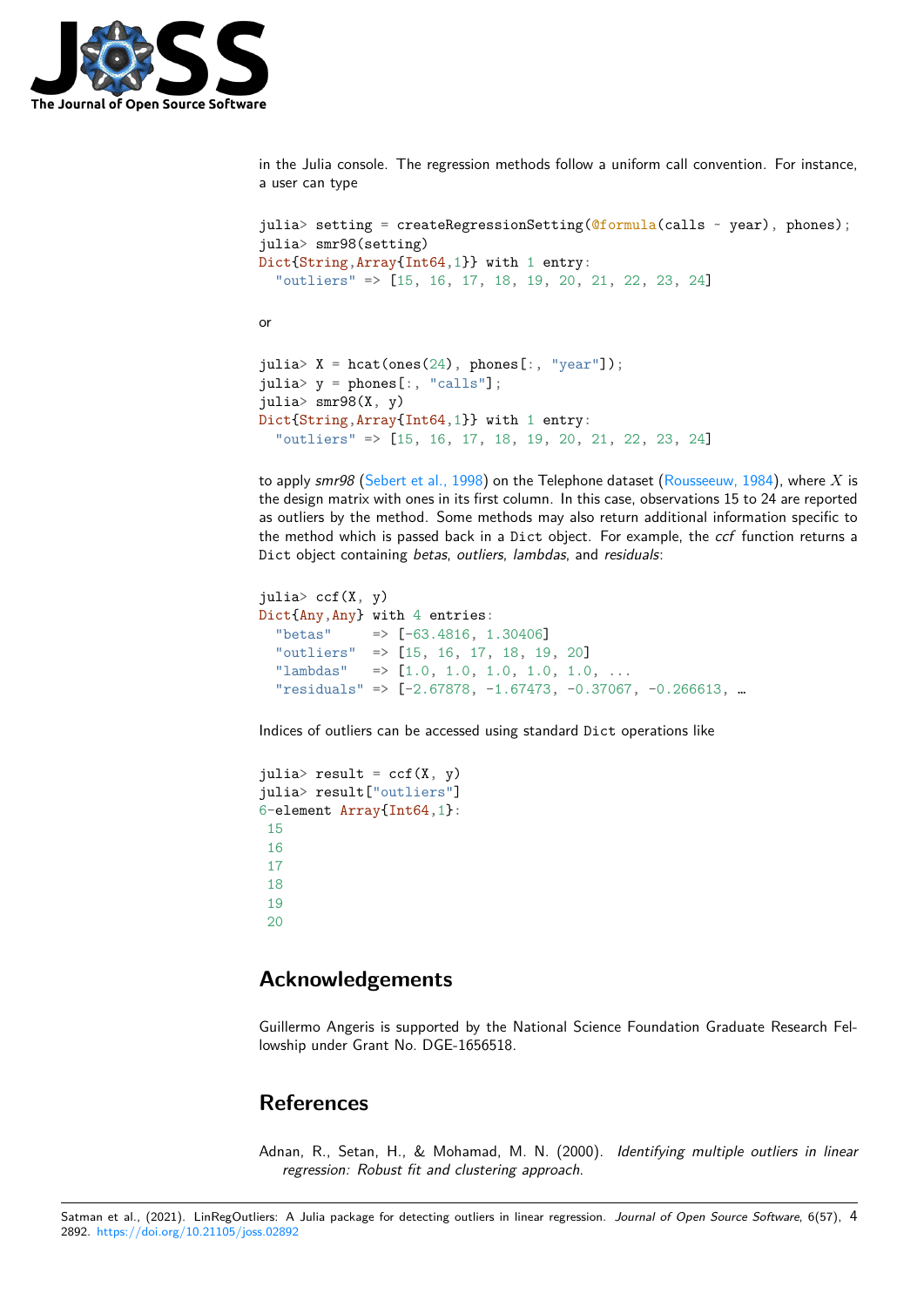in the Julia console. The regression methods follow a uniform call convention. For instance, a user can type

```
julia> setting = createRegressionSetting(@formula(calls ~ year), phones);
julia> smr98(setting)
Dict{String,Array{Int64,1}} with 1 entry:
  "outliers" => [15, 16, 17, 18, 19, 20, 21, 22, 23, 24]
```

or

```
julia> X = hcat(ones(24), phones[:, "year"]);
julia> y = phones[:, "calls"];
julia> smr98(X, y)
Dict{String,Array{Int64,1}} with 1 entry:
  "outliers" => [15, 16, 17, 18, 19, 20, 21, 22, 23, 24]
```

to apply *smr98* (Sebert et al., 1998) on the Telephone dataset (Rousseeuw, 1984), where $X$ is the design matrix with ones in its first column. In this case, observations 15 to 24 are reported as outliers by the method. Some methods may also return additional information specific to the method which is passed back in a `Dict` object. For example, the *ccf* function returns a `Dict` object containing *betas*, *outliers*, *lambdas*, and *residuals*:

```
julia> ccf(X, y)
Dict{Any,Any} with 4 entries:
  "betas"     => [-63.4816, 1.30406]
  "outliers"  => [15, 16, 17, 18, 19, 20]
  "lambdas"   => [1.0, 1.0, 1.0, 1.0, 1.0, ...
  "residuals" => [-2.67878, -1.67473, -0.37067, -0.266613, …
```

Indices of outliers can be accessed using standard `Dict` operations like

```
julia> result = ccf(X, y)
julia> result["outliers"]
6-element Array{Int64,1}:
 15
 16
 17
 18
 19
 20
```

## Acknowledgements

Guillermo Angeris is supported by the National Science Foundation Graduate Research Fellowship under Grant No. DGE-1656518.

## References

Adnan, R., Setan, H., & Mohamad, M. N. (2000). *Identifying multiple outliers in linear regression: Robust fit and clustering approach.*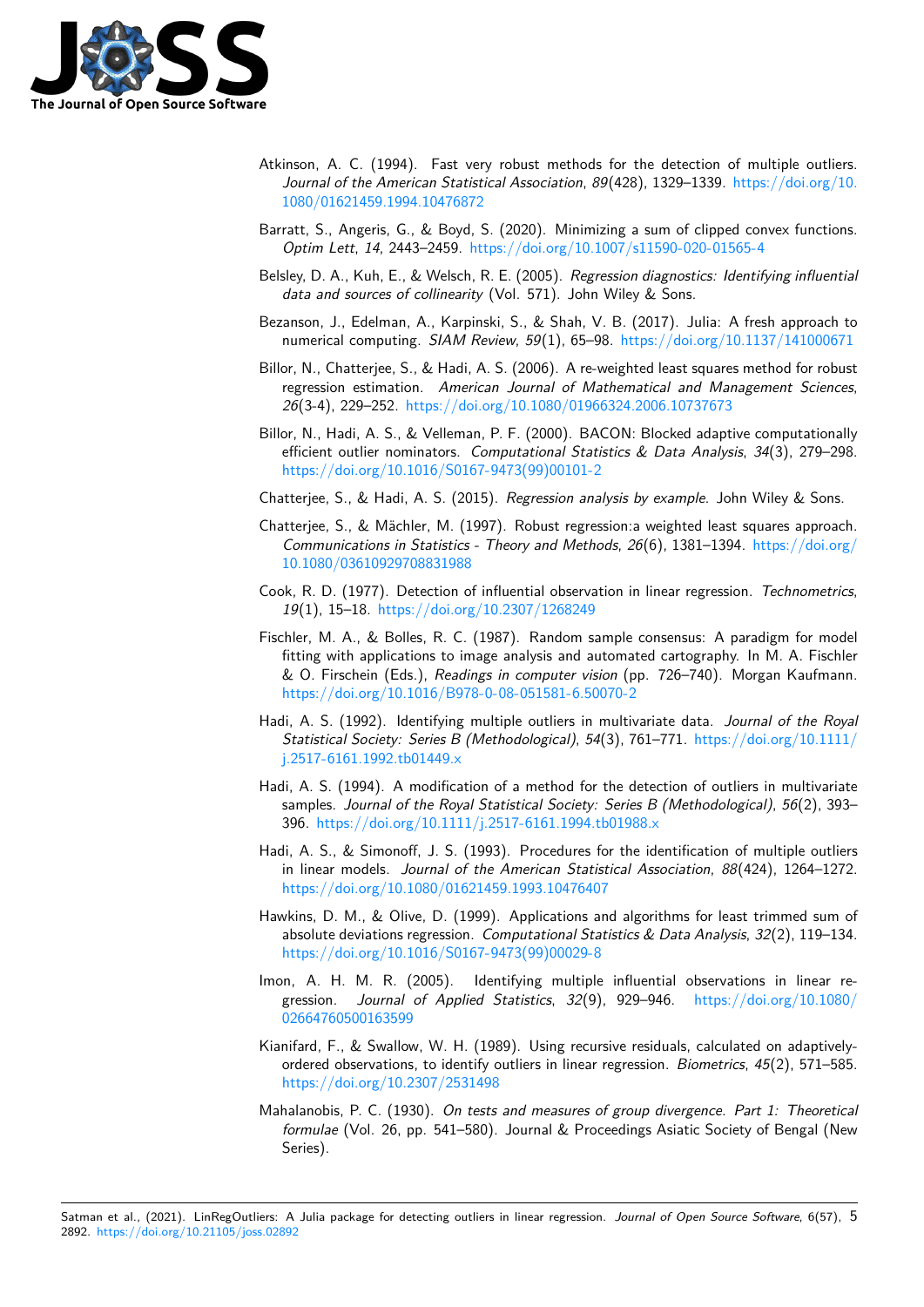Atkinson, A. C. (1994). Fast very robust methods for the detection of multiple outliers. *Journal of the American Statistical Association*, *89*(428), 1329–1339. https://doi.org/10.1080/01621459.1994.10476872

Barratt, S., Angeris, G., & Boyd, S. (2020). Minimizing a sum of clipped convex functions. *Optim Lett*, *14*, 2443–2459. https://doi.org/10.1007/s11590-020-01565-4

Belsley, D. A., Kuh, E., & Welsch, R. E. (2005). *Regression diagnostics: Identifying influential data and sources of collinearity* (Vol. 571). John Wiley & Sons.

Bezanson, J., Edelman, A., Karpinski, S., & Shah, V. B. (2017). Julia: A fresh approach to numerical computing. *SIAM Review*, *59*(1), 65–98. https://doi.org/10.1137/141000671

Billor, N., Chatterjee, S., & Hadi, A. S. (2006). A re-weighted least squares method for robust regression estimation. *American Journal of Mathematical and Management Sciences*, *26*(3-4), 229–252. https://doi.org/10.1080/01966324.2006.10737673

Billor, N., Hadi, A. S., & Velleman, P. F. (2000). BACON: Blocked adaptive computationally efficient outlier nominators. *Computational Statistics & Data Analysis*, *34*(3), 279–298. https://doi.org/10.1016/S0167-9473(99)00101-2

Chatterjee, S., & Hadi, A. S. (2015). *Regression analysis by example*. John Wiley & Sons.

Chatterjee, S., & Mächler, M. (1997). Robust regression:a weighted least squares approach. *Communications in Statistics - Theory and Methods*, *26*(6), 1381–1394. https://doi.org/10.1080/03610929708831988

Cook, R. D. (1977). Detection of influential observation in linear regression. *Technometrics*, *19*(1), 15–18. https://doi.org/10.2307/1268249

Fischler, M. A., & Bolles, R. C. (1987). Random sample consensus: A paradigm for model fitting with applications to image analysis and automated cartography. In M. A. Fischler & O. Firschein (Eds.), *Readings in computer vision* (pp. 726–740). Morgan Kaufmann. https://doi.org/10.1016/B978-0-08-051581-6.50070-2

Hadi, A. S. (1992). Identifying multiple outliers in multivariate data. *Journal of the Royal Statistical Society: Series B (Methodological)*, *54*(3), 761–771. https://doi.org/10.1111/j.2517-6161.1992.tb01449.x

Hadi, A. S. (1994). A modification of a method for the detection of outliers in multivariate samples. *Journal of the Royal Statistical Society: Series B (Methodological)*, *56*(2), 393–396. https://doi.org/10.1111/j.2517-6161.1994.tb01988.x

Hadi, A. S., & Simonoff, J. S. (1993). Procedures for the identification of multiple outliers in linear models. *Journal of the American Statistical Association*, *88*(424), 1264–1272. https://doi.org/10.1080/01621459.1993.10476407

Hawkins, D. M., & Olive, D. (1999). Applications and algorithms for least trimmed sum of absolute deviations regression. *Computational Statistics & Data Analysis*, *32*(2), 119–134. https://doi.org/10.1016/S0167-9473(99)00029-8

Imon, A. H. M. R. (2005). Identifying multiple influential observations in linear regression. *Journal of Applied Statistics*, *32*(9), 929–946. https://doi.org/10.1080/02664760500163599

Kianifard, F., & Swallow, W. H. (1989). Using recursive residuals, calculated on adaptively-ordered observations, to identify outliers in linear regression. *Biometrics*, *45*(2), 571–585. https://doi.org/10.2307/2531498

Mahalanobis, P. C. (1930). *On tests and measures of group divergence. Part 1: Theoretical formulae* (Vol. 26, pp. 541–580). Journal & Proceedings Asiatic Society of Bengal (New Series).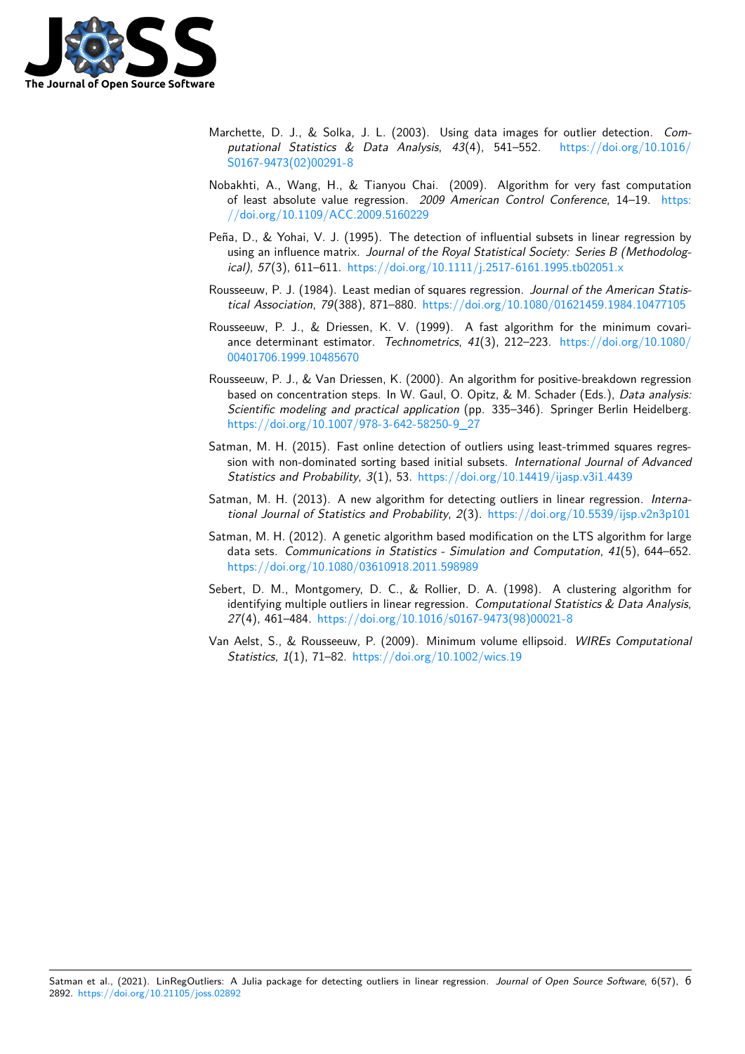Marchette, D. J., & Solka, J. L. (2003). Using data images for outlier detection. *Computational Statistics & Data Analysis*, *43*(4), 541–552. https://doi.org/10.1016/S0167-9473(02)00291-8

Nobakhti, A., Wang, H., & Tianyou Chai. (2009). Algorithm for very fast computation of least absolute value regression. *2009 American Control Conference*, 14–19. https://doi.org/10.1109/ACC.2009.5160229

Peña, D., & Yohai, V. J. (1995). The detection of influential subsets in linear regression by using an influence matrix. *Journal of the Royal Statistical Society: Series B (Methodological)*, *57*(3), 611–611. https://doi.org/10.1111/j.2517-6161.1995.tb02051.x

Rousseeuw, P. J. (1984). Least median of squares regression. *Journal of the American Statistical Association*, *79*(388), 871–880. https://doi.org/10.1080/01621459.1984.10477105

Rousseeuw, P. J., & Driessen, K. V. (1999). A fast algorithm for the minimum covariance determinant estimator. *Technometrics*, *41*(3), 212–223. https://doi.org/10.1080/00401706.1999.10485670

Rousseeuw, P. J., & Van Driessen, K. (2000). An algorithm for positive-breakdown regression based on concentration steps. In W. Gaul, O. Opitz, & M. Schader (Eds.), *Data analysis: Scientific modeling and practical application* (pp. 335–346). Springer Berlin Heidelberg. https://doi.org/10.1007/978-3-642-58250-9_27

Satman, M. H. (2015). Fast online detection of outliers using least-trimmed squares regression with non-dominated sorting based initial subsets. *International Journal of Advanced Statistics and Probability*, *3*(1), 53. https://doi.org/10.14419/ijasp.v3i1.4439

Satman, M. H. (2013). A new algorithm for detecting outliers in linear regression. *International Journal of Statistics and Probability*, *2*(3). https://doi.org/10.5539/ijsp.v2n3p101

Satman, M. H. (2012). A genetic algorithm based modification on the LTS algorithm for large data sets. *Communications in Statistics - Simulation and Computation*, *41*(5), 644–652. https://doi.org/10.1080/03610918.2011.598989

Sebert, D. M., Montgomery, D. C., & Rollier, D. A. (1998). A clustering algorithm for identifying multiple outliers in linear regression. *Computational Statistics & Data Analysis*, *27*(4), 461–484. https://doi.org/10.1016/s0167-9473(98)00021-8

Van Aelst, S., & Rousseeuw, P. (2009). Minimum volume ellipsoid. *WIREs Computational Statistics*, *1*(1), 71–82. https://doi.org/10.1002/wics.19